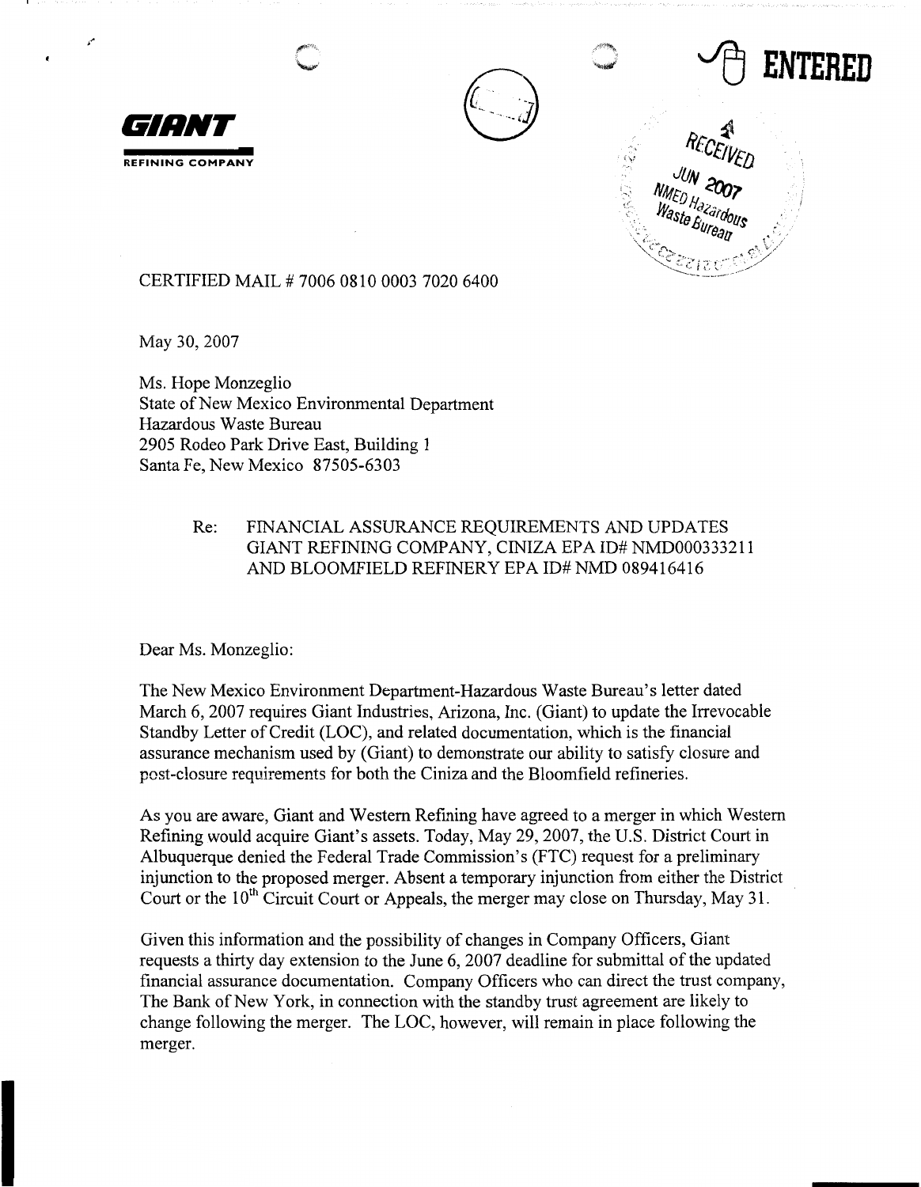**GIANT**

REFINING COMPANY

ENTERED

RECEIVED
JUN 2007
NMED Hazardous Waste Bureau

CERTIFIED MAIL # 7006 0810 0003 7020 6400

May 30, 2007

Ms. Hope Monzeglio
State of New Mexico Environmental Department
Hazardous Waste Bureau
2905 Rodeo Park Drive East, Building 1
Santa Fe, New Mexico 87505-6303

Re: FINANCIAL ASSURANCE REQUIREMENTS AND UPDATES
GIANT REFINING COMPANY, CINIZA EPA ID# NMD000333211
AND BLOOMFIELD REFINERY EPA ID# NMD 089416416

Dear Ms. Monzeglio:

The New Mexico Environment Department-Hazardous Waste Bureau's letter dated March 6, 2007 requires Giant Industries, Arizona, Inc. (Giant) to update the Irrevocable Standby Letter of Credit (LOC), and related documentation, which is the financial assurance mechanism used by (Giant) to demonstrate our ability to satisfy closure and post-closure requirements for both the Ciniza and the Bloomfield refineries.

As you are aware, Giant and Western Refining have agreed to a merger in which Western Refining would acquire Giant's assets. Today, May 29, 2007, the U.S. District Court in Albuquerque denied the Federal Trade Commission's (FTC) request for a preliminary injunction to the proposed merger. Absent a temporary injunction from either the District Court or the 10th Circuit Court or Appeals, the merger may close on Thursday, May 31.

Given this information and the possibility of changes in Company Officers, Giant requests a thirty day extension to the June 6, 2007 deadline for submittal of the updated financial assurance documentation. Company Officers who can direct the trust company, The Bank of New York, in connection with the standby trust agreement are likely to change following the merger. The LOC, however, will remain in place following the merger.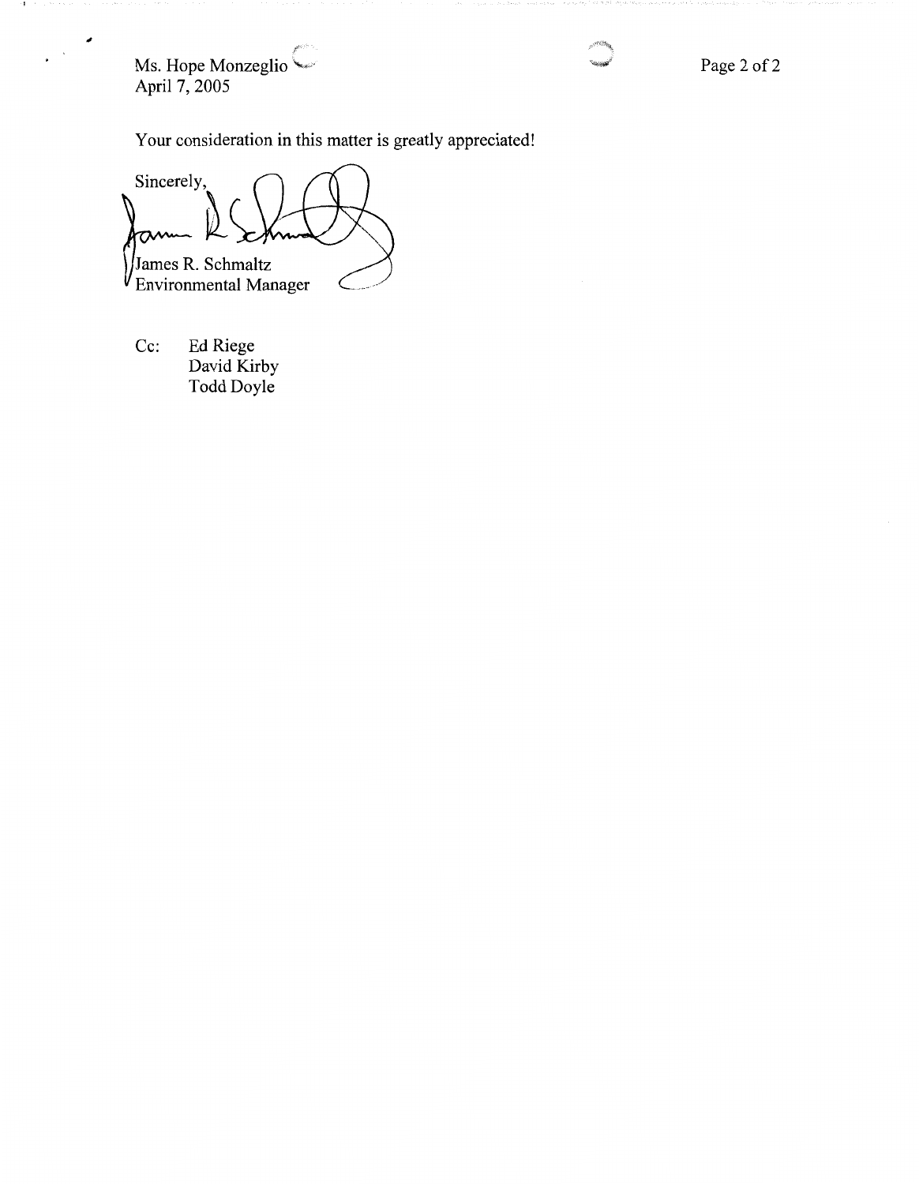Ms. Hope Monzeglio
April 7, 2005

Your consideration in this matter is greatly appreciated!

Sincerely,

James R. Schmaltz
Environmental Manager

Cc: Ed Riege
David Kirby
Todd Doyle